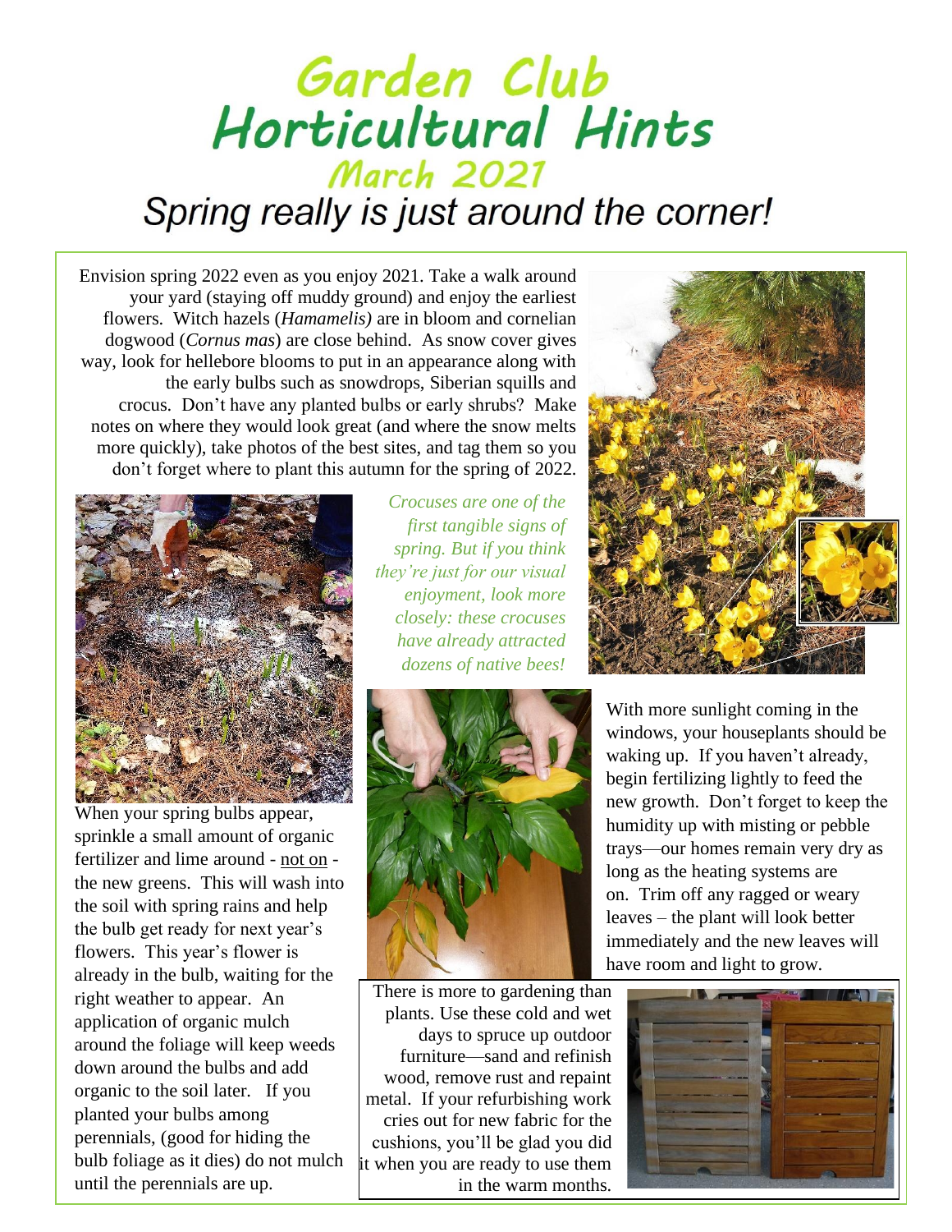# Garden Club Horticultural Hints

## March 2021

### Spring really is just around the corner!

Envision spring 2022 even as you enjoy 2021. Take a walk around your yard (staying off muddy ground) and enjoy the earliest flowers. Witch hazels (*Hamamelis)* are in bloom and cornelian dogwood (*Cornus mas*) are close behind. As snow cover gives way, look for hellebore blooms to put in an appearance along with the early bulbs such as snowdrops, Siberian squills and crocus. Don't have any planted bulbs or early shrubs? Make notes on where they would look great (and where the snow melts more quickly), take photos of the best sites, and tag them so you don't forget where to plant this autumn for the spring of 2022.

*Crocuses are one of the first tangible signs of spring. But if you think they're just for our visual enjoyment, look more closely: these crocuses have already attracted dozens of native bees!*

When your spring bulbs appear, sprinkle a small amount of organic fertilizer and lime around - not on - the new greens. This will wash into the soil with spring rains and help the bulb get ready for next year's flowers. This year's flower is already in the bulb, waiting for the right weather to appear. An application of organic mulch around the foliage will keep weeds down around the bulbs and add organic to the soil later. If you planted your bulbs among perennials, (good for hiding the bulb foliage as it dies) do not mulch until the perennials are up.

With more sunlight coming in the windows, your houseplants should be waking up. If you haven't already, begin fertilizing lightly to feed the new growth. Don't forget to keep the humidity up with misting or pebble trays—our homes remain very dry as long as the heating systems are on. Trim off any ragged or weary leaves – the plant will look better immediately and the new leaves will have room and light to grow.

There is more to gardening than plants. Use these cold and wet days to spruce up outdoor furniture—sand and refinish wood, remove rust and repaint metal. If your refurbishing work cries out for new fabric for the cushions, you'll be glad you did it when you are ready to use them in the warm months.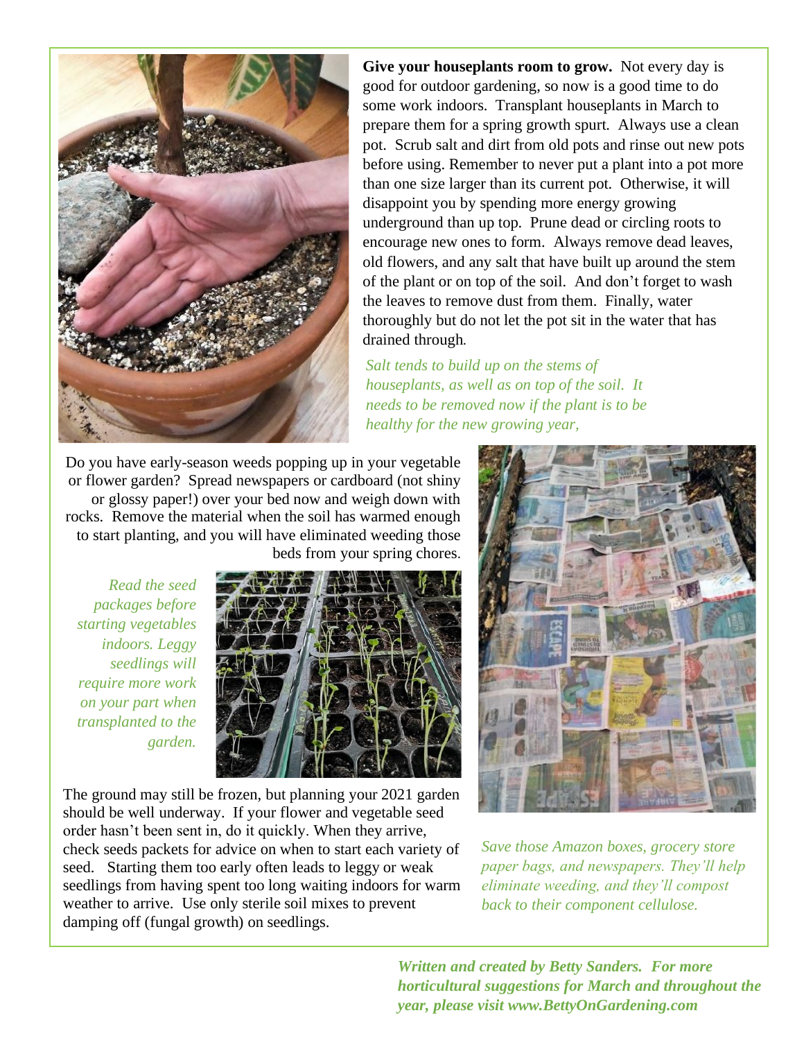**Give your houseplants room to grow.** Not every day is good for outdoor gardening, so now is a good time to do some work indoors. Transplant houseplants in March to prepare them for a spring growth spurt. Always use a clean pot. Scrub salt and dirt from old pots and rinse out new pots before using. Remember to never put a plant into a pot more than one size larger than its current pot. Otherwise, it will disappoint you by spending more energy growing underground than up top. Prune dead or circling roots to encourage new ones to form. Always remove dead leaves, old flowers, and any salt that have built up around the stem of the plant or on top of the soil. And don't forget to wash the leaves to remove dust from them. Finally, water thoroughly but do not let the pot sit in the water that has drained through.

*Salt tends to build up on the stems of houseplants, as well as on top of the soil. It needs to be removed now if the plant is to be healthy for the new growing year,*

Do you have early-season weeds popping up in your vegetable or flower garden? Spread newspapers or cardboard (not shiny or glossy paper!) over your bed now and weigh down with rocks. Remove the material when the soil has warmed enough to start planting, and you will have eliminated weeding those beds from your spring chores.

*Read the seed packages before starting vegetables indoors. Leggy seedlings will require more work on your part when transplanted to the garden.*

The ground may still be frozen, but planning your 2021 garden should be well underway. If your flower and vegetable seed order hasn't been sent in, do it quickly. When they arrive, check seeds packets for advice on when to start each variety of seed. Starting them too early often leads to leggy or weak seedlings from having spent too long waiting indoors for warm weather to arrive. Use only sterile soil mixes to prevent damping off (fungal growth) on seedlings.

*Save those Amazon boxes, grocery store paper bags, and newspapers. They'll help eliminate weeding, and they'll compost back to their component cellulose.*

***Written and created by Betty Sanders. For more horticultural suggestions for March and throughout the year, please visit www.BettyOnGardening.com***